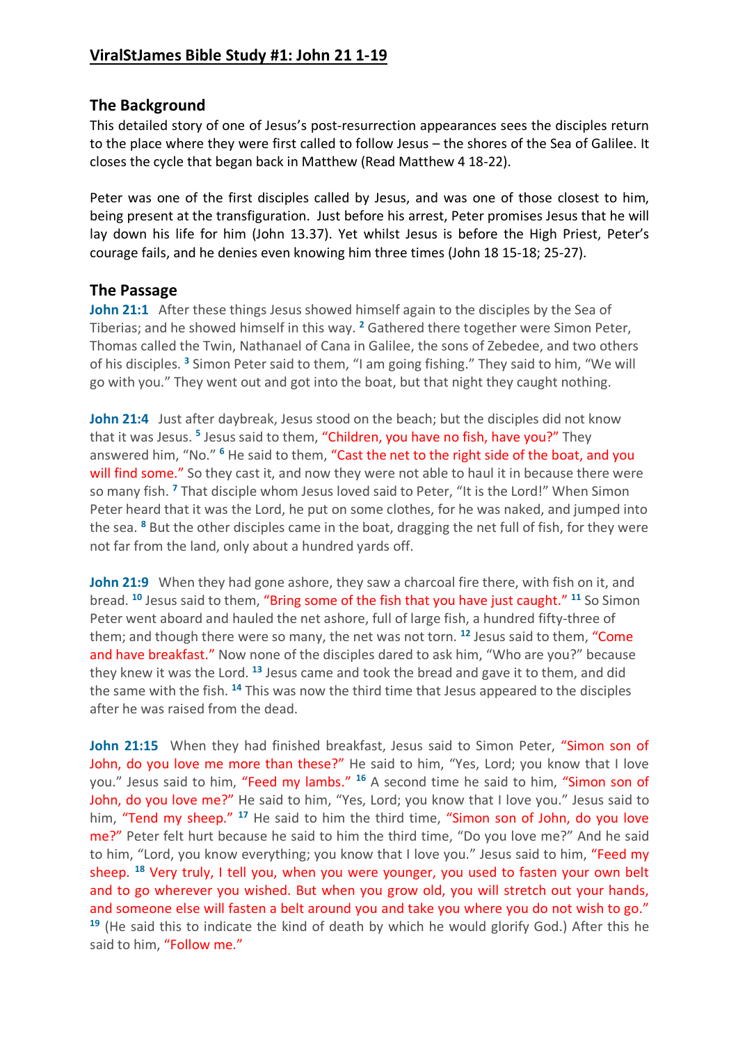# ViralStJames Bible Study #1: John 21 1-19

## The Background

This detailed story of one of Jesus's post-resurrection appearances sees the disciples return to the place where they were first called to follow Jesus – the shores of the Sea of Galilee. It closes the cycle that began back in Matthew (Read Matthew 4 18-22).

Peter was one of the first disciples called by Jesus, and was one of those closest to him, being present at the transfiguration. Just before his arrest, Peter promises Jesus that he will lay down his life for him (John 13.37). Yet whilst Jesus is before the High Priest, Peter's courage fails, and he denies even knowing him three times (John 18 15-18; 25-27).

## The Passage

**John 21:1** After these things Jesus showed himself again to the disciples by the Sea of Tiberias; and he showed himself in this way. [2] Gathered there together were Simon Peter, Thomas called the Twin, Nathanael of Cana in Galilee, the sons of Zebedee, and two others of his disciples. [3] Simon Peter said to them, "I am going fishing." They said to him, "We will go with you." They went out and got into the boat, but that night they caught nothing.

**John 21:4** Just after daybreak, Jesus stood on the beach; but the disciples did not know that it was Jesus. [5] Jesus said to them, "Children, you have no fish, have you?" They answered him, "No." [6] He said to them, "Cast the net to the right side of the boat, and you will find some." So they cast it, and now they were not able to haul it in because there were so many fish. [7] That disciple whom Jesus loved said to Peter, "It is the Lord!" When Simon Peter heard that it was the Lord, he put on some clothes, for he was naked, and jumped into the sea. [8] But the other disciples came in the boat, dragging the net full of fish, for they were not far from the land, only about a hundred yards off.

**John 21:9** When they had gone ashore, they saw a charcoal fire there, with fish on it, and bread. [10] Jesus said to them, "Bring some of the fish that you have just caught." [11] So Simon Peter went aboard and hauled the net ashore, full of large fish, a hundred fifty-three of them; and though there were so many, the net was not torn. [12] Jesus said to them, "Come and have breakfast." Now none of the disciples dared to ask him, "Who are you?" because they knew it was the Lord. [13] Jesus came and took the bread and gave it to them, and did the same with the fish. [14] This was now the third time that Jesus appeared to the disciples after he was raised from the dead.

**John 21:15** When they had finished breakfast, Jesus said to Simon Peter, "Simon son of John, do you love me more than these?" He said to him, "Yes, Lord; you know that I love you." Jesus said to him, "Feed my lambs." [16] A second time he said to him, "Simon son of John, do you love me?" He said to him, "Yes, Lord; you know that I love you." Jesus said to him, "Tend my sheep." [17] He said to him the third time, "Simon son of John, do you love me?" Peter felt hurt because he said to him the third time, "Do you love me?" And he said to him, "Lord, you know everything; you know that I love you." Jesus said to him, "Feed my sheep. [18] Very truly, I tell you, when you were younger, you used to fasten your own belt and to go wherever you wished. But when you grow old, you will stretch out your hands, and someone else will fasten a belt around you and take you where you do not wish to go." [19] (He said this to indicate the kind of death by which he would glorify God.) After this he said to him, "Follow me."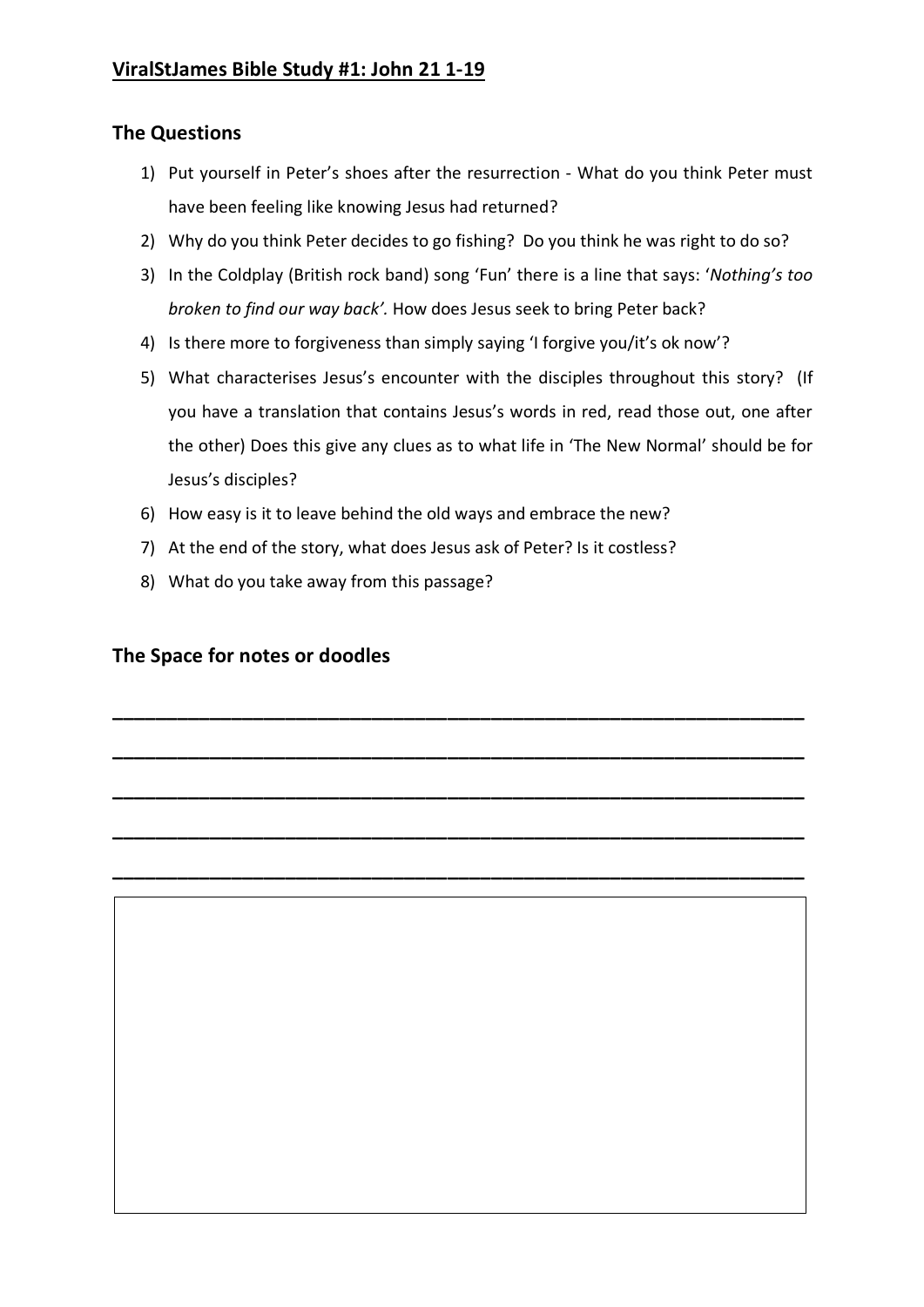## **ViralStJames Bible Study #1: John 21 1-19**

### The Questions

1) Put yourself in Peter's shoes after the resurrection - What do you think Peter must have been feeling like knowing Jesus had returned?
2) Why do you think Peter decides to go fishing? Do you think he was right to do so?
3) In the Coldplay (British rock band) song 'Fun' there is a line that says: '*Nothing's too broken to find our way back'*. How does Jesus seek to bring Peter back?
4) Is there more to forgiveness than simply saying 'I forgive you/it's ok now'?
5) What characterises Jesus's encounter with the disciples throughout this story? (If you have a translation that contains Jesus's words in red, read those out, one after the other) Does this give any clues as to what life in 'The New Normal' should be for Jesus's disciples?
6) How easy is it to leave behind the old ways and embrace the new?
7) At the end of the story, what does Jesus ask of Peter? Is it costless?
8) What do you take away from this passage?

### The Space for notes or doodles

\_\_\_\_\_\_\_\_\_\_\_\_\_\_\_\_\_\_\_\_\_\_\_\_\_\_\_\_\_\_\_\_\_\_\_\_\_\_\_\_\_\_\_\_\_\_\_\_\_\_\_\_\_\_\_\_\_\_\_\_\_\_\_\_\_\_

\_\_\_\_\_\_\_\_\_\_\_\_\_\_\_\_\_\_\_\_\_\_\_\_\_\_\_\_\_\_\_\_\_\_\_\_\_\_\_\_\_\_\_\_\_\_\_\_\_\_\_\_\_\_\_\_\_\_\_\_\_\_\_\_\_\_

\_\_\_\_\_\_\_\_\_\_\_\_\_\_\_\_\_\_\_\_\_\_\_\_\_\_\_\_\_\_\_\_\_\_\_\_\_\_\_\_\_\_\_\_\_\_\_\_\_\_\_\_\_\_\_\_\_\_\_\_\_\_\_\_\_\_

\_\_\_\_\_\_\_\_\_\_\_\_\_\_\_\_\_\_\_\_\_\_\_\_\_\_\_\_\_\_\_\_\_\_\_\_\_\_\_\_\_\_\_\_\_\_\_\_\_\_\_\_\_\_\_\_\_\_\_\_\_\_\_\_\_\_

\_\_\_\_\_\_\_\_\_\_\_\_\_\_\_\_\_\_\_\_\_\_\_\_\_\_\_\_\_\_\_\_\_\_\_\_\_\_\_\_\_\_\_\_\_\_\_\_\_\_\_\_\_\_\_\_\_\_\_\_\_\_\_\_\_\_